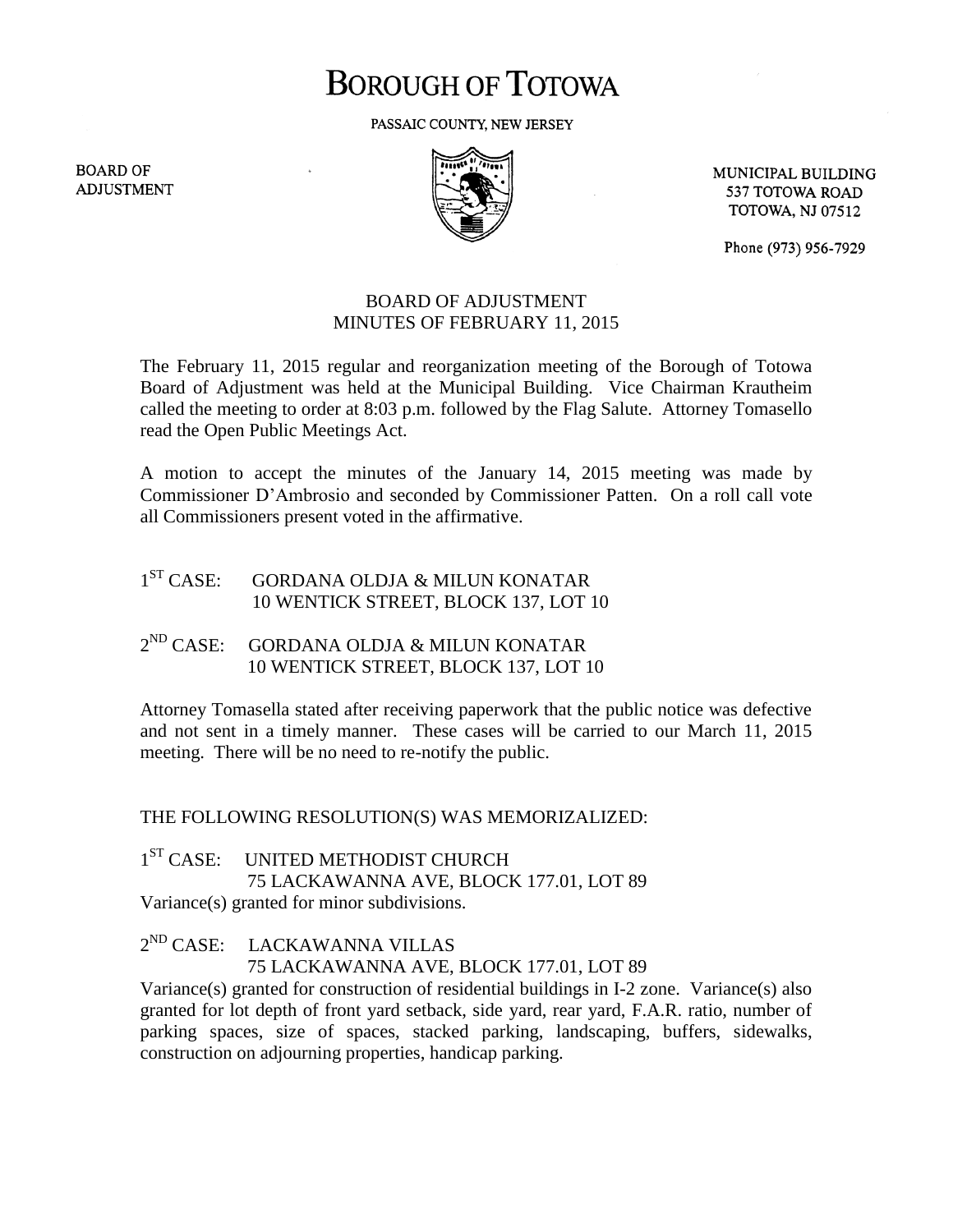# BOROUGH OF TOTOWA

PASSAIC COUNTY, NEW JERSEY

BOARD OF ADJUSTMENT

MUNICIPAL BUILDING
537 TOTOWA ROAD
TOTOWA, NJ 07512

Phone (973) 956-7929

## BOARD OF ADJUSTMENT
## MINUTES OF FEBRUARY 11, 2015

The February 11, 2015 regular and reorganization meeting of the Borough of Totowa Board of Adjustment was held at the Municipal Building. Vice Chairman Krautheim called the meeting to order at 8:03 p.m. followed by the Flag Salute. Attorney Tomasello read the Open Public Meetings Act.

A motion to accept the minutes of the January 14, 2015 meeting was made by Commissioner D'Ambrosio and seconded by Commissioner Patten. On a roll call vote all Commissioners present voted in the affirmative.

1ST CASE: GORDANA OLDJA & MILUN KONATAR
10 WENTICK STREET, BLOCK 137, LOT 10

2ND CASE: GORDANA OLDJA & MILUN KONATAR
10 WENTICK STREET, BLOCK 137, LOT 10

Attorney Tomasella stated after receiving paperwork that the public notice was defective and not sent in a timely manner. These cases will be carried to our March 11, 2015 meeting. There will be no need to re-notify the public.

THE FOLLOWING RESOLUTION(S) WAS MEMORIZALIZED:

1ST CASE: UNITED METHODIST CHURCH
75 LACKAWANNA AVE, BLOCK 177.01, LOT 89
Variance(s) granted for minor subdivisions.

2ND CASE: LACKAWANNA VILLAS
75 LACKAWANNA AVE, BLOCK 177.01, LOT 89
Variance(s) granted for construction of residential buildings in I-2 zone. Variance(s) also granted for lot depth of front yard setback, side yard, rear yard, F.A.R. ratio, number of parking spaces, size of spaces, stacked parking, landscaping, buffers, sidewalks, construction on adjourning properties, handicap parking.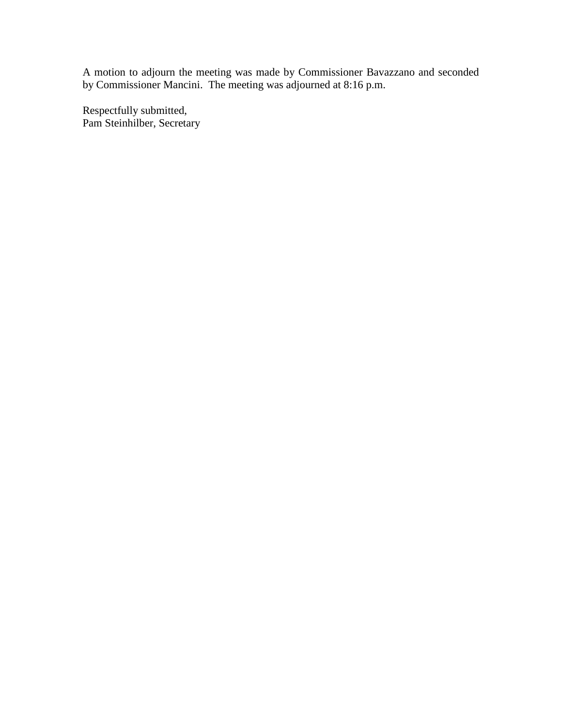A motion to adjourn the meeting was made by Commissioner Bavazzano and seconded by Commissioner Mancini. The meeting was adjourned at 8:16 p.m.

Respectfully submitted,
Pam Steinhilber, Secretary